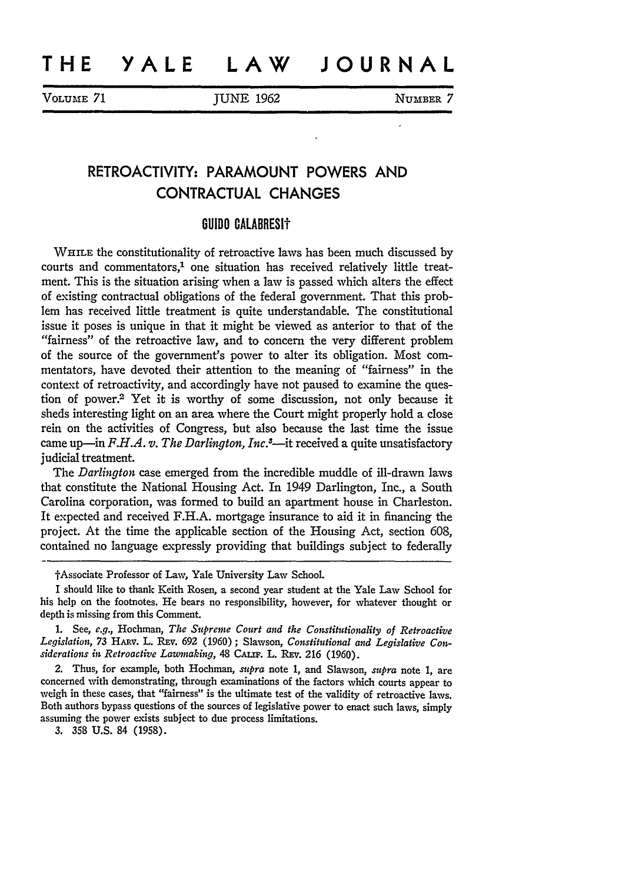# THE YALE LAW JOURNAL

VOLUME 71 JUNE 1962 NUMBER 7

## RETROACTIVITY: PARAMOUNT POWERS AND CONTRACTUAL CHANGES

### GUIDO CALABRESI†

WHILE the constitutionality of retroactive laws has been much discussed by courts and commentators,[1] one situation has received relatively little treatment. This is the situation arising when a law is passed which alters the effect of existing contractual obligations of the federal government. That this problem has received little treatment is quite understandable. The constitutional issue it poses is unique in that it might be viewed as anterior to that of the "fairness" of the retroactive law, and to concern the very different problem of the source of the government's power to alter its obligation. Most commentators, have devoted their attention to the meaning of "fairness" in the context of retroactivity, and accordingly have not paused to examine the question of power.[2] Yet it is worthy of some discussion, not only because it sheds interesting light on an area where the Court might properly hold a close rein on the activities of Congress, but also because the last time the issue came up—in *F.H.A. v. The Darlington, Inc.*[3]—it received a quite unsatisfactory judicial treatment.

The *Darlington* case emerged from the incredible muddle of ill-drawn laws that constitute the National Housing Act. In 1949 Darlington, Inc., a South Carolina corporation, was formed to build an apartment house in Charleston. It expected and received F.H.A. mortgage insurance to aid it in financing the project. At the time the applicable section of the Housing Act, section 608, contained no language expressly providing that buildings subject to federally

---

†Associate Professor of Law, Yale University Law School.

I should like to thank Keith Rosen, a second year student at the Yale Law School for his help on the footnotes. He bears no responsibility, however, for whatever thought or depth is missing from this Comment.

1. See, *e.g.*, Hochman, *The Supreme Court and the Constitutionality of Retroactive Legislation*, 73 HARV. L. REV. 692 (1960); Slawson, *Constitutional and Legislative Considerations in Retroactive Lawmaking*, 48 CALIF. L. REV. 216 (1960).

2. Thus, for example, both Hochman, *supra* note 1, and Slawson, *supra* note 1, are concerned with demonstrating, through examinations of the factors which courts appear to weigh in these cases, that "fairness" is the ultimate test of the validity of retroactive laws. Both authors bypass questions of the sources of legislative power to enact such laws, simply assuming the power exists subject to due process limitations.

3. 358 U.S. 84 (1958).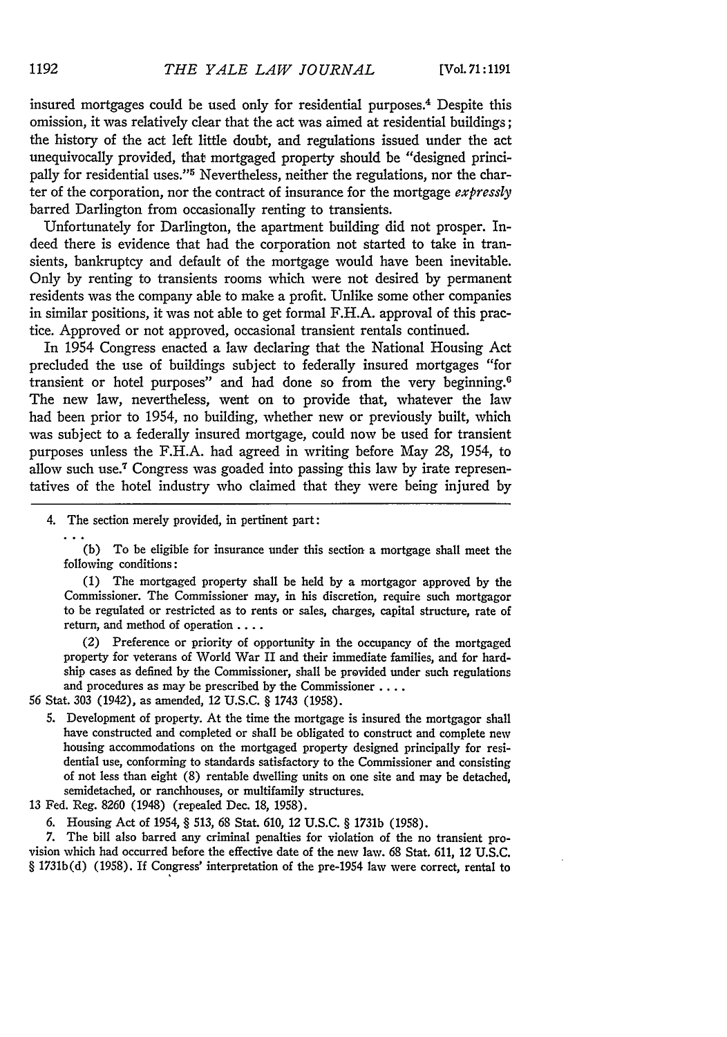insured mortgages could be used only for residential purposes.[4] Despite this omission, it was relatively clear that the act was aimed at residential buildings; the history of the act left little doubt, and regulations issued under the act unequivocally provided, that mortgaged property should be "designed principally for residential uses."[5] Nevertheless, neither the regulations, nor the charter of the corporation, nor the contract of insurance for the mortgage *expressly* barred Darlington from occasionally renting to transients.

Unfortunately for Darlington, the apartment building did not prosper. Indeed there is evidence that had the corporation not started to take in transients, bankruptcy and default of the mortgage would have been inevitable. Only by renting to transients rooms which were not desired by permanent residents was the company able to make a profit. Unlike some other companies in similar positions, it was not able to get formal F.H.A. approval of this practice. Approved or not approved, occasional transient rentals continued.

In 1954 Congress enacted a law declaring that the National Housing Act precluded the use of buildings subject to federally insured mortgages "for transient or hotel purposes" and had done so from the very beginning.[6] The new law, nevertheless, went on to provide that, whatever the law had been prior to 1954, no building, whether new or previously built, which was subject to a federally insured mortgage, could now be used for transient purposes unless the F.H.A. had agreed in writing before May 28, 1954, to allow such use.[7] Congress was goaded into passing this law by irate representatives of the hotel industry who claimed that they were being injured by

---

4. The section merely provided, in pertinent part:

> . . .
>
> (b) To be eligible for insurance under this section a mortgage shall meet the following conditions:
>
> (1) The mortgaged property shall be held by a mortgagor approved by the Commissioner. The Commissioner may, in his discretion, require such mortgagor to be regulated or restricted as to rents or sales, charges, capital structure, rate of return, and method of operation . . . .
>
> (2) Preference or priority of opportunity in the occupancy of the mortgaged property for veterans of World War II and their immediate families, and for hardship cases as defined by the Commissioner, shall be provided under such regulations and procedures as may be prescribed by the Commissioner . . . .

56 Stat. 303 (1942), as amended, 12 U.S.C. § 1743 (1958).

5. Development of property. At the time the mortgage is insured the mortgagor shall have constructed and completed or shall be obligated to construct and complete new housing accommodations on the mortgaged property designed principally for residential use, conforming to standards satisfactory to the Commissioner and consisting of not less than eight (8) rentable dwelling units on one site and may be detached, semidetached, or ranchhouses, or multifamily structures.

13 Fed. Reg. 8260 (1948) (repealed Dec. 18, 1958).

6. Housing Act of 1954, § 513, 68 Stat. 610, 12 U.S.C. § 1731b (1958).

7. The bill also barred any criminal penalties for violation of the no transient provision which had occurred before the effective date of the new law. 68 Stat. 611, 12 U.S.C. § 1731b(d) (1958). If Congress' interpretation of the pre-1954 law were correct, rental to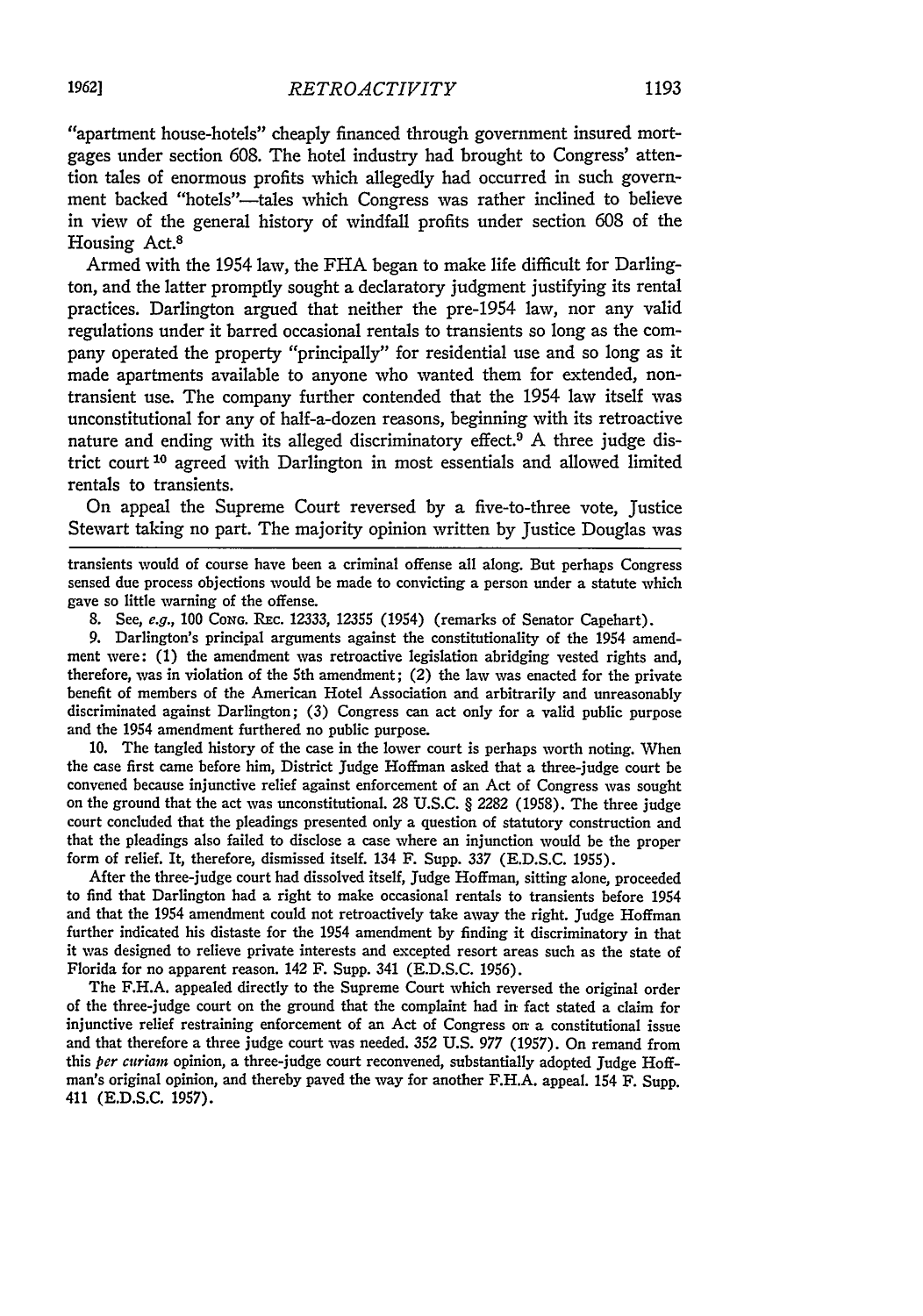"apartment house-hotels" cheaply financed through government insured mortgages under section 608. The hotel industry had brought to Congress' attention tales of enormous profits which allegedly had occurred in such government backed "hotels"—tales which Congress was rather inclined to believe in view of the general history of windfall profits under section 608 of the Housing Act.[8]

Armed with the 1954 law, the FHA began to make life difficult for Darlington, and the latter promptly sought a declaratory judgment justifying its rental practices. Darlington argued that neither the pre-1954 law, nor any valid regulations under it barred occasional rentals to transients so long as the company operated the property "principally" for residential use and so long as it made apartments available to anyone who wanted them for extended, non-transient use. The company further contended that the 1954 law itself was unconstitutional for any of half-a-dozen reasons, beginning with its retroactive nature and ending with its alleged discriminatory effect.[9] A three judge district court[10] agreed with Darlington in most essentials and allowed limited rentals to transients.

On appeal the Supreme Court reversed by a five-to-three vote, Justice Stewart taking no part. The majority opinion written by Justice Douglas was

---

transients would of course have been a criminal offense all along. But perhaps Congress sensed due process objections would be made to convicting a person under a statute which gave so little warning of the offense.

8. See, *e.g.*, 100 Cong. Rec. 12333, 12355 (1954) (remarks of Senator Capehart).

9. Darlington's principal arguments against the constitutionality of the 1954 amendment were: (1) the amendment was retroactive legislation abridging vested rights and, therefore, was in violation of the 5th amendment; (2) the law was enacted for the private benefit of members of the American Hotel Association and arbitrarily and unreasonably discriminated against Darlington; (3) Congress can act only for a valid public purpose and the 1954 amendment furthered no public purpose.

10. The tangled history of the case in the lower court is perhaps worth noting. When the case first came before him, District Judge Hoffman asked that a three-judge court be convened because injunctive relief against enforcement of an Act of Congress was sought on the ground that the act was unconstitutional. 28 U.S.C. § 2282 (1958). The three judge court concluded that the pleadings presented only a question of statutory construction and that the pleadings also failed to disclose a case where an injunction would be the proper form of relief. It, therefore, dismissed itself. 134 F. Supp. 337 (E.D.S.C. 1955).

After the three-judge court had dissolved itself, Judge Hoffman, sitting alone, proceeded to find that Darlington had a right to make occasional rentals to transients before 1954 and that the 1954 amendment could not retroactively take away the right. Judge Hoffman further indicated his distaste for the 1954 amendment by finding it discriminatory in that it was designed to relieve private interests and excepted resort areas such as the state of Florida for no apparent reason. 142 F. Supp. 341 (E.D.S.C. 1956).

The F.H.A. appealed directly to the Supreme Court which reversed the original order of the three-judge court on the ground that the complaint had in fact stated a claim for injunctive relief restraining enforcement of an Act of Congress on a constitutional issue and that therefore a three judge court was needed. 352 U.S. 977 (1957). On remand from this *per curiam* opinion, a three-judge court reconvened, substantially adopted Judge Hoffman's original opinion, and thereby paved the way for another F.H.A. appeal. 154 F. Supp. 411 (E.D.S.C. 1957).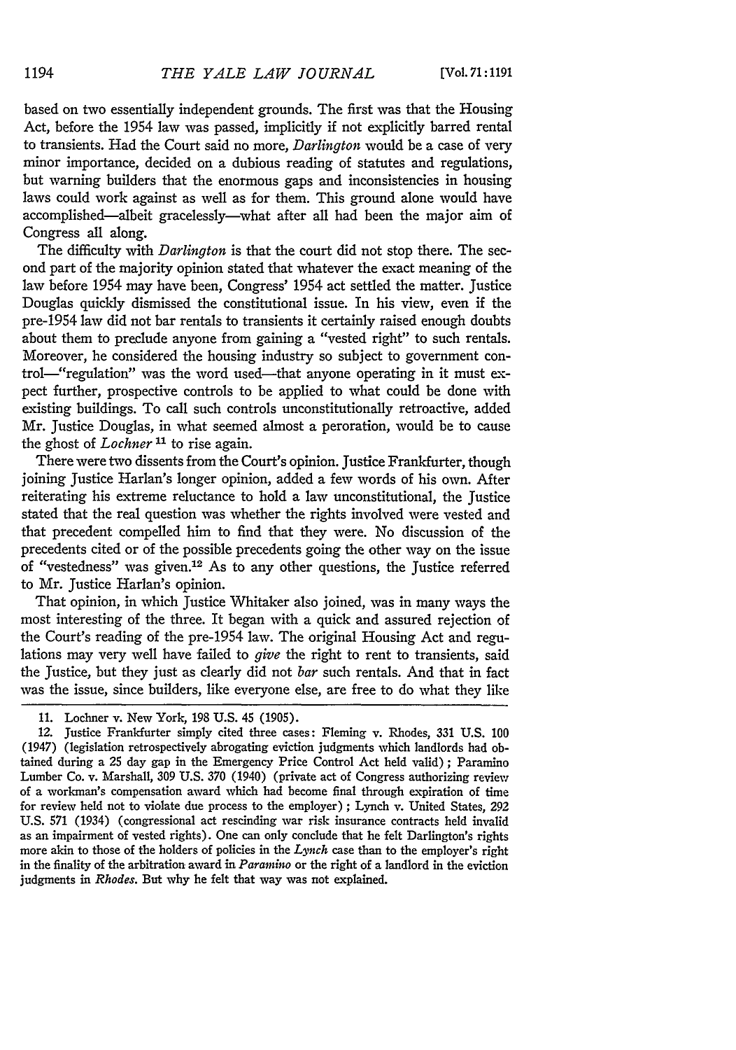based on two essentially independent grounds. The first was that the Housing Act, before the 1954 law was passed, implicitly if not explicitly barred rental to transients. Had the Court said no more, *Darlington* would be a case of very minor importance, decided on a dubious reading of statutes and regulations, but warning builders that the enormous gaps and inconsistencies in housing laws could work against as well as for them. This ground alone would have accomplished—albeit gracelessly—what after all had been the major aim of Congress all along.

The difficulty with *Darlington* is that the court did not stop there. The second part of the majority opinion stated that whatever the exact meaning of the law before 1954 may have been, Congress' 1954 act settled the matter. Justice Douglas quickly dismissed the constitutional issue. In his view, even if the pre-1954 law did not bar rentals to transients it certainly raised enough doubts about them to preclude anyone from gaining a "vested right" to such rentals. Moreover, he considered the housing industry so subject to government control—"regulation" was the word used—that anyone operating in it must expect further, prospective controls to be applied to what could be done with existing buildings. To call such controls unconstitutionally retroactive, added Mr. Justice Douglas, in what seemed almost a peroration, would be to cause the ghost of *Lochner* [11] to rise again.

There were two dissents from the Court's opinion. Justice Frankfurter, though joining Justice Harlan's longer opinion, added a few words of his own. After reiterating his extreme reluctance to hold a law unconstitutional, the Justice stated that the real question was whether the rights involved were vested and that precedent compelled him to find that they were. No discussion of the precedents cited or of the possible precedents going the other way on the issue of "vestedness" was given.[12] As to any other questions, the Justice referred to Mr. Justice Harlan's opinion.

That opinion, in which Justice Whitaker also joined, was in many ways the most interesting of the three. It began with a quick and assured rejection of the Court's reading of the pre-1954 law. The original Housing Act and regulations may very well have failed to *give* the right to rent to transients, said the Justice, but they just as clearly did not *bar* such rentals. And that in fact was the issue, since builders, like everyone else, are free to do what they like

---

11. Lochner v. New York, 198 U.S. 45 (1905).

12. Justice Frankfurter simply cited three cases: Fleming v. Rhodes, 331 U.S. 100 (1947) (legislation retrospectively abrogating eviction judgments which landlords had obtained during a 25 day gap in the Emergency Price Control Act held valid); Paramino Lumber Co. v. Marshall, 309 U.S. 370 (1940) (private act of Congress authorizing review of a workman's compensation award which had become final through expiration of time for review held not to violate due process to the employer); Lynch v. United States, 292 U.S. 571 (1934) (congressional act rescinding war risk insurance contracts held invalid as an impairment of vested rights). One can only conclude that he felt Darlington's rights more akin to those of the holders of policies in the *Lynch* case than to the employer's right in the finality of the arbitration award in *Paramino* or the right of a landlord in the eviction judgments in *Rhodes*. But why he felt that way was not explained.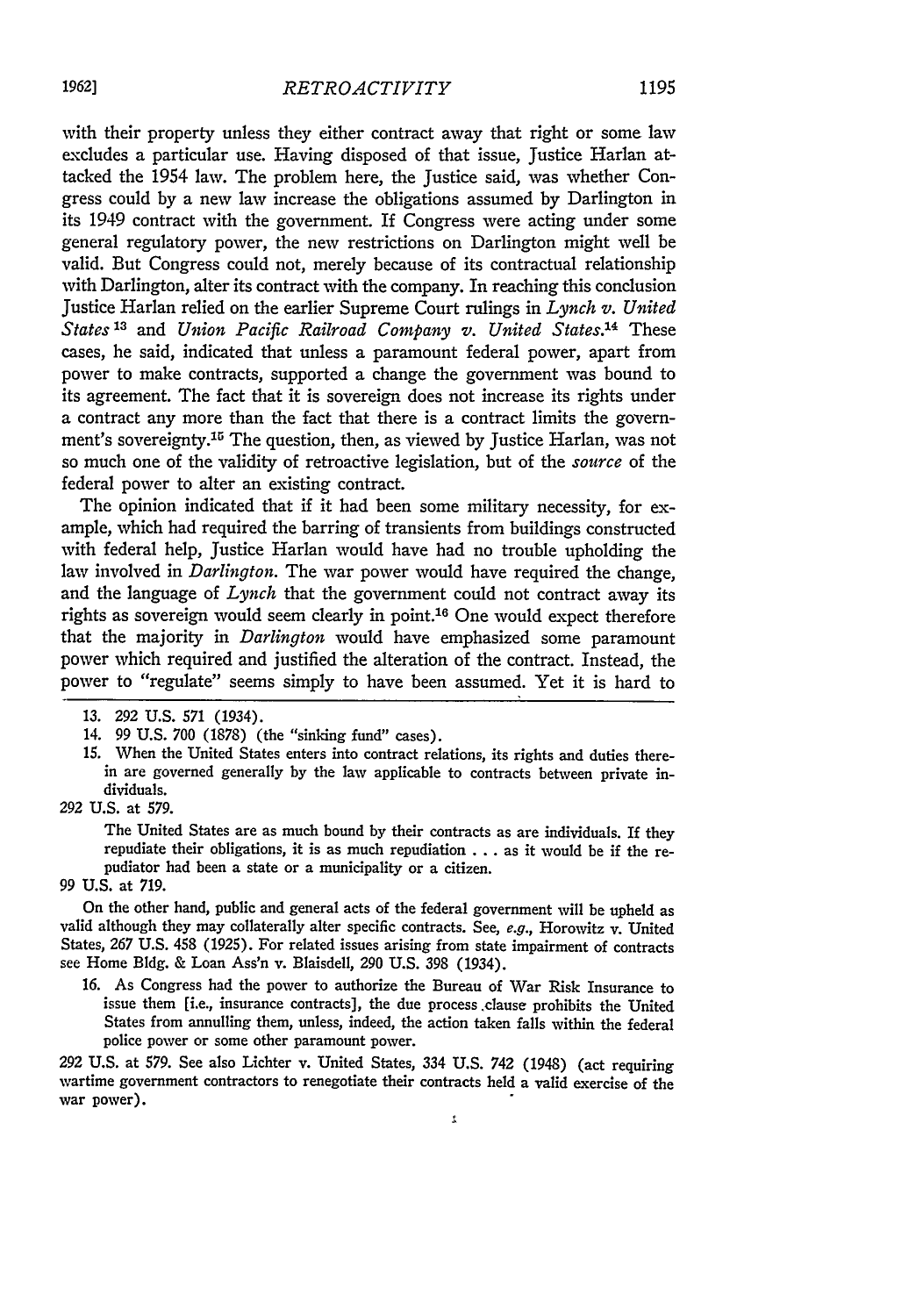with their property unless they either contract away that right or some law excludes a particular use. Having disposed of that issue, Justice Harlan attacked the 1954 law. The problem here, the Justice said, was whether Congress could by a new law increase the obligations assumed by Darlington in its 1949 contract with the government. If Congress were acting under some general regulatory power, the new restrictions on Darlington might well be valid. But Congress could not, merely because of its contractual relationship with Darlington, alter its contract with the company. In reaching this conclusion Justice Harlan relied on the earlier Supreme Court rulings in *Lynch v. United States*[13] and *Union Pacific Railroad Company v. United States*.[14] These cases, he said, indicated that unless a paramount federal power, apart from power to make contracts, supported a change the government was bound to its agreement. The fact that it is sovereign does not increase its rights under a contract any more than the fact that there is a contract limits the government's sovereignty.[15] The question, then, as viewed by Justice Harlan, was not so much one of the validity of retroactive legislation, but of the *source* of the federal power to alter an existing contract.

The opinion indicated that if it had been some military necessity, for example, which had required the barring of transients from buildings constructed with federal help, Justice Harlan would have had no trouble upholding the law involved in *Darlington*. The war power would have required the change, and the language of *Lynch* that the government could not contract away its rights as sovereign would seem clearly in point.[16] One would expect therefore that the majority in *Darlington* would have emphasized some paramount power which required and justified the alteration of the contract. Instead, the power to "regulate" seems simply to have been assumed. Yet it is hard to

---

13. 292 U.S. 571 (1934).

14. 99 U.S. 700 (1878) (the "sinking fund" cases).

15. When the United States enters into contract relations, its rights and duties therein are governed generally by the law applicable to contracts between private individuals.

292 U.S. at 579.

> The United States are as much bound by their contracts as are individuals. If they repudiate their obligations, it is as much repudiation . . . as it would be if the repudiator had been a state or a municipality or a citizen.

99 U.S. at 719.

On the other hand, public and general acts of the federal government will be upheld as valid although they may collaterally alter specific contracts. See, *e.g.*, Horowitz v. United States, 267 U.S. 458 (1925). For related issues arising from state impairment of contracts see Home Bldg. & Loan Ass'n v. Blaisdell, 290 U.S. 398 (1934).

16. As Congress had the power to authorize the Bureau of War Risk Insurance to issue them [i.e., insurance contracts], the due process clause prohibits the United States from annulling them, unless, indeed, the action taken falls within the federal police power or some other paramount power.

292 U.S. at 579. See also Lichter v. United States, 334 U.S. 742 (1948) (act requiring wartime government contractors to renegotiate their contracts held a valid exercise of the war power).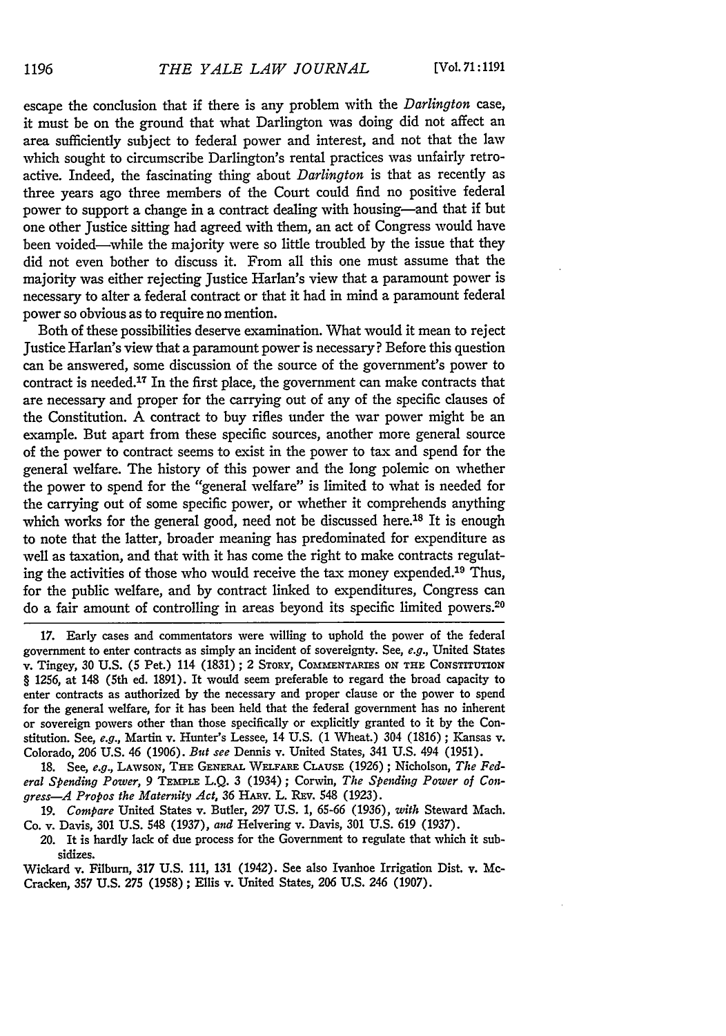escape the conclusion that if there is any problem with the *Darlington* case, it must be on the ground that what Darlington was doing did not affect an area sufficiently subject to federal power and interest, and not that the law which sought to circumscribe Darlington's rental practices was unfairly retroactive. Indeed, the fascinating thing about *Darlington* is that as recently as three years ago three members of the Court could find no positive federal power to support a change in a contract dealing with housing—and that if but one other Justice sitting had agreed with them, an act of Congress would have been voided—while the majority were so little troubled by the issue that they did not even bother to discuss it. From all this one must assume that the majority was either rejecting Justice Harlan's view that a paramount power is necessary to alter a federal contract or that it had in mind a paramount federal power so obvious as to require no mention.

Both of these possibilities deserve examination. What would it mean to reject Justice Harlan's view that a paramount power is necessary? Before this question can be answered, some discussion of the source of the government's power to contract is needed.[17] In the first place, the government can make contracts that are necessary and proper for the carrying out of any of the specific clauses of the Constitution. A contract to buy rifles under the war power might be an example. But apart from these specific sources, another more general source of the power to contract seems to exist in the power to tax and spend for the general welfare. The history of this power and the long polemic on whether the power to spend for the "general welfare" is limited to what is needed for the carrying out of some specific power, or whether it comprehends anything which works for the general good, need not be discussed here.[18] It is enough to note that the latter, broader meaning has predominated for expenditure as well as taxation, and that with it has come the right to make contracts regulating the activities of those who would receive the tax money expended.[19] Thus, for the public welfare, and by contract linked to expenditures, Congress can do a fair amount of controlling in areas beyond its specific limited powers.[20]

17. Early cases and commentators were willing to uphold the power of the federal government to enter contracts as simply an incident of sovereignty. See, *e.g.*, United States v. Tingey, 30 U.S. (5 Pet.) 114 (1831); 2 STORY, COMMENTARIES ON THE CONSTITUTION § 1256, at 148 (5th ed. 1891). It would seem preferable to regard the broad capacity to enter contracts as authorized by the necessary and proper clause or the power to spend for the general welfare, for it has been held that the federal government has no inherent or sovereign powers other than those specifically or explicitly granted to it by the Constitution. See, *e.g.*, Martin v. Hunter's Lessee, 14 U.S. (1 Wheat.) 304 (1816); Kansas v. Colorado, 206 U.S. 46 (1906). *But see* Dennis v. United States, 341 U.S. 494 (1951).

18. See, *e.g.*, LAWSON, THE GENERAL WELFARE CLAUSE (1926); Nicholson, *The Federal Spending Power*, 9 TEMPLE L.Q. 3 (1934); Corwin, *The Spending Power of Congress—A Propos the Maternity Act*, 36 HARV. L. REV. 548 (1923).

19. *Compare* United States v. Butler, 297 U.S. 1, 65-66 (1936), *with* Steward Mach. Co. v. Davis, 301 U.S. 548 (1937), *and* Helvering v. Davis, 301 U.S. 619 (1937).

20. It is hardly lack of due process for the Government to regulate that which it subsidizes.

Wickard v. Filburn, 317 U.S. 111, 131 (1942). See also Ivanhoe Irrigation Dist. v. McCracken, 357 U.S. 275 (1958); Ellis v. United States, 206 U.S. 246 (1907).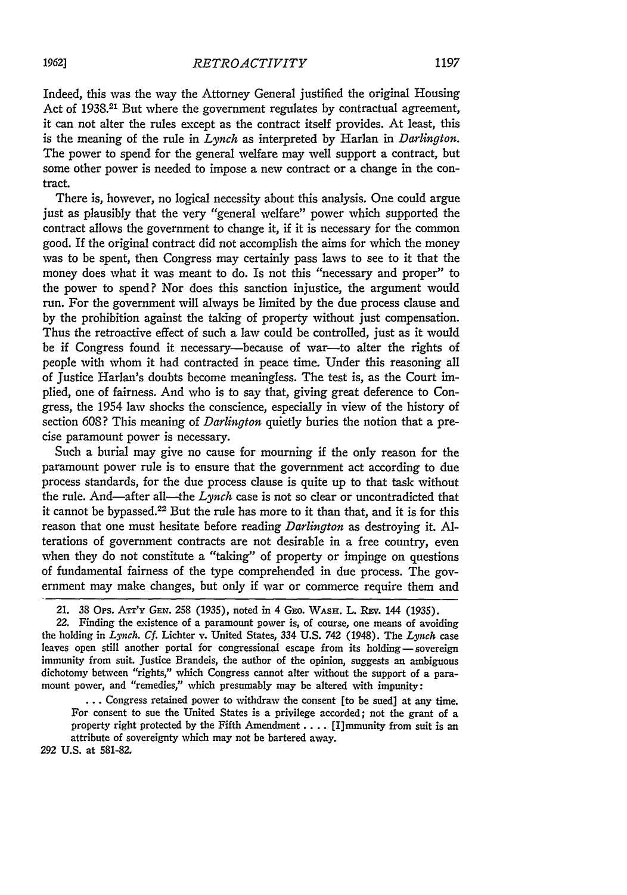Indeed, this was the way the Attorney General justified the original Housing Act of 1938.[21] But where the government regulates by contractual agreement, it can not alter the rules except as the contract itself provides. At least, this is the meaning of the rule in *Lynch* as interpreted by Harlan in *Darlington.* The power to spend for the general welfare may well support a contract, but some other power is needed to impose a new contract or a change in the contract.

There is, however, no logical necessity about this analysis. One could argue just as plausibly that the very "general welfare" power which supported the contract allows the government to change it, if it is necessary for the common good. If the original contract did not accomplish the aims for which the money was to be spent, then Congress may certainly pass laws to see to it that the money does what it was meant to do. Is not this "necessary and proper" to the power to spend? Nor does this sanction injustice, the argument would run. For the government will always be limited by the due process clause and by the prohibition against the taking of property without just compensation. Thus the retroactive effect of such a law could be controlled, just as it would be if Congress found it necessary—because of war—to alter the rights of people with whom it had contracted in peace time. Under this reasoning all of Justice Harlan's doubts become meaningless. The test is, as the Court implied, one of fairness. And who is to say that, giving great deference to Congress, the 1954 law shocks the conscience, especially in view of the history of section 608? This meaning of *Darlington* quietly buries the notion that a precise paramount power is necessary.

Such a burial may give no cause for mourning if the only reason for the paramount power rule is to ensure that the government act according to due process standards, for the due process clause is quite up to that task without the rule. And—after all—the *Lynch* case is not so clear or uncontradicted that it cannot be bypassed.[22] But the rule has more to it than that, and it is for this reason that one must hesitate before reading *Darlington* as destroying it. Alterations of government contracts are not desirable in a free country, even when they do not constitute a "taking" of property or impinge on questions of fundamental fairness of the type comprehended in due process. The government may make changes, but only if war or commerce require them and

---

21. 38 Ops. Att'y Gen. 258 (1935), noted in 4 Geo. Wash. L. Rev. 144 (1935).

22. Finding the existence of a paramount power is, of course, one means of avoiding the holding in *Lynch. Cf.* Lichter v. United States, 334 U.S. 742 (1948). The *Lynch* case leaves open still another portal for congressional escape from its holding—sovereign immunity from suit. Justice Brandeis, the author of the opinion, suggests an ambiguous dichotomy between "rights," which Congress cannot alter without the support of a paramount power, and "remedies," which presumably may be altered with impunity:

> . . . Congress retained power to withdraw the consent [to be sued] at any time. For consent to sue the United States is a privilege accorded; not the grant of a property right protected by the Fifth Amendment . . . . [I]mmunity from suit is an attribute of sovereignty which may not be bartered away.

292 U.S. at 581-82.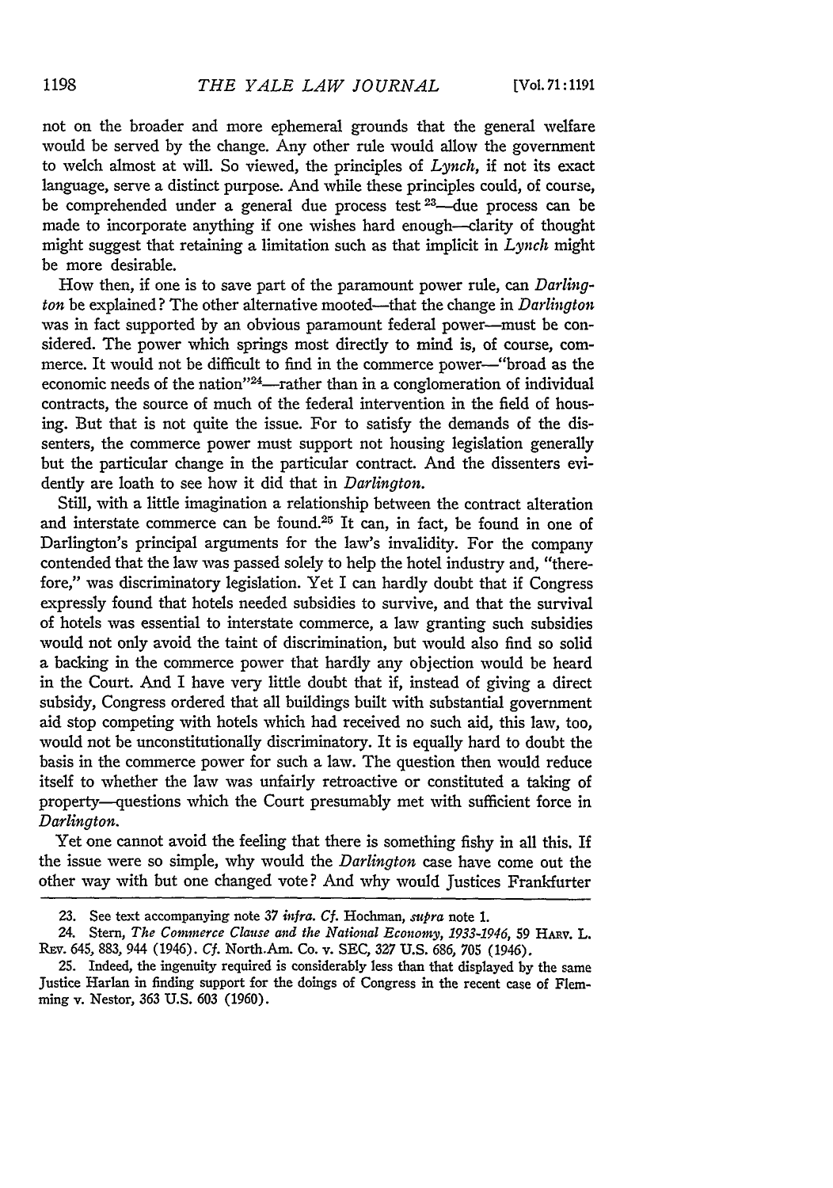not on the broader and more ephemeral grounds that the general welfare would be served by the change. Any other rule would allow the government to welch almost at will. So viewed, the principles of *Lynch*, if not its exact language, serve a distinct purpose. And while these principles could, of course, be comprehended under a general due process test [23]—due process can be made to incorporate anything if one wishes hard enough—clarity of thought might suggest that retaining a limitation such as that implicit in *Lynch* might be more desirable.

How then, if one is to save part of the paramount power rule, can *Darlington* be explained? The other alternative mooted—that the change in *Darlington* was in fact supported by an obvious paramount federal power—must be considered. The power which springs most directly to mind is, of course, commerce. It would not be difficult to find in the commerce power—"broad as the economic needs of the nation"[24]—rather than in a conglomeration of individual contracts, the source of much of the federal intervention in the field of housing. But that is not quite the issue. For to satisfy the demands of the dissenters, the commerce power must support not housing legislation generally but the particular change in the particular contract. And the dissenters evidently are loath to see how it did that in *Darlington.*

Still, with a little imagination a relationship between the contract alteration and interstate commerce can be found.[25] It can, in fact, be found in one of Darlington's principal arguments for the law's invalidity. For the company contended that the law was passed solely to help the hotel industry and, "therefore," was discriminatory legislation. Yet I can hardly doubt that if Congress expressly found that hotels needed subsidies to survive, and that the survival of hotels was essential to interstate commerce, a law granting such subsidies would not only avoid the taint of discrimination, but would also find so solid a backing in the commerce power that hardly any objection would be heard in the Court. And I have very little doubt that if, instead of giving a direct subsidy, Congress ordered that all buildings built with substantial government aid stop competing with hotels which had received no such aid, this law, too, would not be unconstitutionally discriminatory. It is equally hard to doubt the basis in the commerce power for such a law. The question then would reduce itself to whether the law was unfairly retroactive or constituted a taking of property—questions which the Court presumably met with sufficient force in *Darlington.*

Yet one cannot avoid the feeling that there is something fishy in all this. If the issue were so simple, why would the *Darlington* case have come out the other way with but one changed vote? And why would Justices Frankfurter

---

23. See text accompanying note 37 *infra*. *Cf.* Hochman, *supra* note 1.

24. Stern, *The Commerce Clause and the National Economy, 1933-1946*, 59 Harv. L. Rev. 645, 883, 944 (1946). *Cf.* North.Am. Co. v. SEC, 327 U.S. 686, 705 (1946).

25. Indeed, the ingenuity required is considerably less than that displayed by the same Justice Harlan in finding support for the doings of Congress in the recent case of Flemming v. Nestor, 363 U.S. 603 (1960).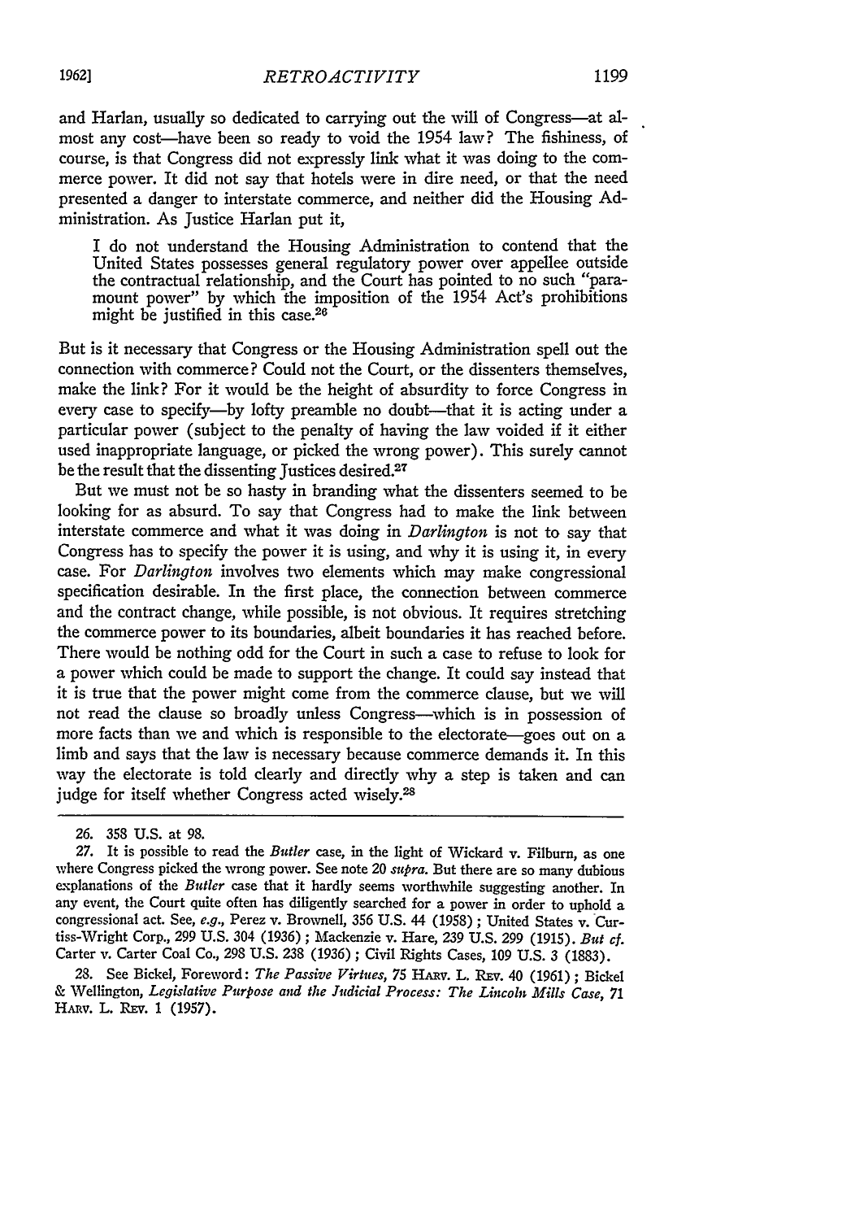and Harlan, usually so dedicated to carrying out the will of Congress—at almost any cost—have been so ready to void the 1954 law? The fishiness, of course, is that Congress did not expressly link what it was doing to the commerce power. It did not say that hotels were in dire need, or that the need presented a danger to interstate commerce, and neither did the Housing Administration. As Justice Harlan put it,

> I do not understand the Housing Administration to contend that the United States possesses general regulatory power over appellee outside the contractual relationship, and the Court has pointed to no such "paramount power" by which the imposition of the 1954 Act's prohibitions might be justified in this case.[26]

But is it necessary that Congress or the Housing Administration spell out the connection with commerce? Could not the Court, or the dissenters themselves, make the link? For it would be the height of absurdity to force Congress in every case to specify—by lofty preamble no doubt—that it is acting under a particular power (subject to the penalty of having the law voided if it either used inappropriate language, or picked the wrong power). This surely cannot be the result that the dissenting Justices desired.[27]

But we must not be so hasty in branding what the dissenters seemed to be looking for as absurd. To say that Congress had to make the link between interstate commerce and what it was doing in *Darlington* is not to say that Congress has to specify the power it is using, and why it is using it, in every case. For *Darlington* involves two elements which may make congressional specification desirable. In the first place, the connection between commerce and the contract change, while possible, is not obvious. It requires stretching the commerce power to its boundaries, albeit boundaries it has reached before. There would be nothing odd for the Court in such a case to refuse to look for a power which could be made to support the change. It could say instead that it is true that the power might come from the commerce clause, but we will not read the clause so broadly unless Congress—which is in possession of more facts than we and which is responsible to the electorate—goes out on a limb and says that the law is necessary because commerce demands it. In this way the electorate is told clearly and directly why a step is taken and can judge for itself whether Congress acted wisely.[28]

---

26. 358 U.S. at 98.

27. It is possible to read the *Butler* case, in the light of Wickard v. Filburn, as one where Congress picked the wrong power. See note 20 *supra*. But there are so many dubious explanations of the *Butler* case that it hardly seems worthwhile suggesting another. In any event, the Court quite often has diligently searched for a power in order to uphold a congressional act. See, *e.g.*, Perez v. Brownell, 356 U.S. 44 (1958); United States v. Curtiss-Wright Corp., 299 U.S. 304 (1936); Mackenzie v. Hare, 239 U.S. 299 (1915). *But cf.* Carter v. Carter Coal Co., 298 U.S. 238 (1936); Civil Rights Cases, 109 U.S. 3 (1883).

28. See Bickel, Foreword: *The Passive Virtues*, 75 HARV. L. REV. 40 (1961); Bickel & Wellington, *Legislative Purpose and the Judicial Process: The Lincoln Mills Case*, 71 HARV. L. REV. 1 (1957).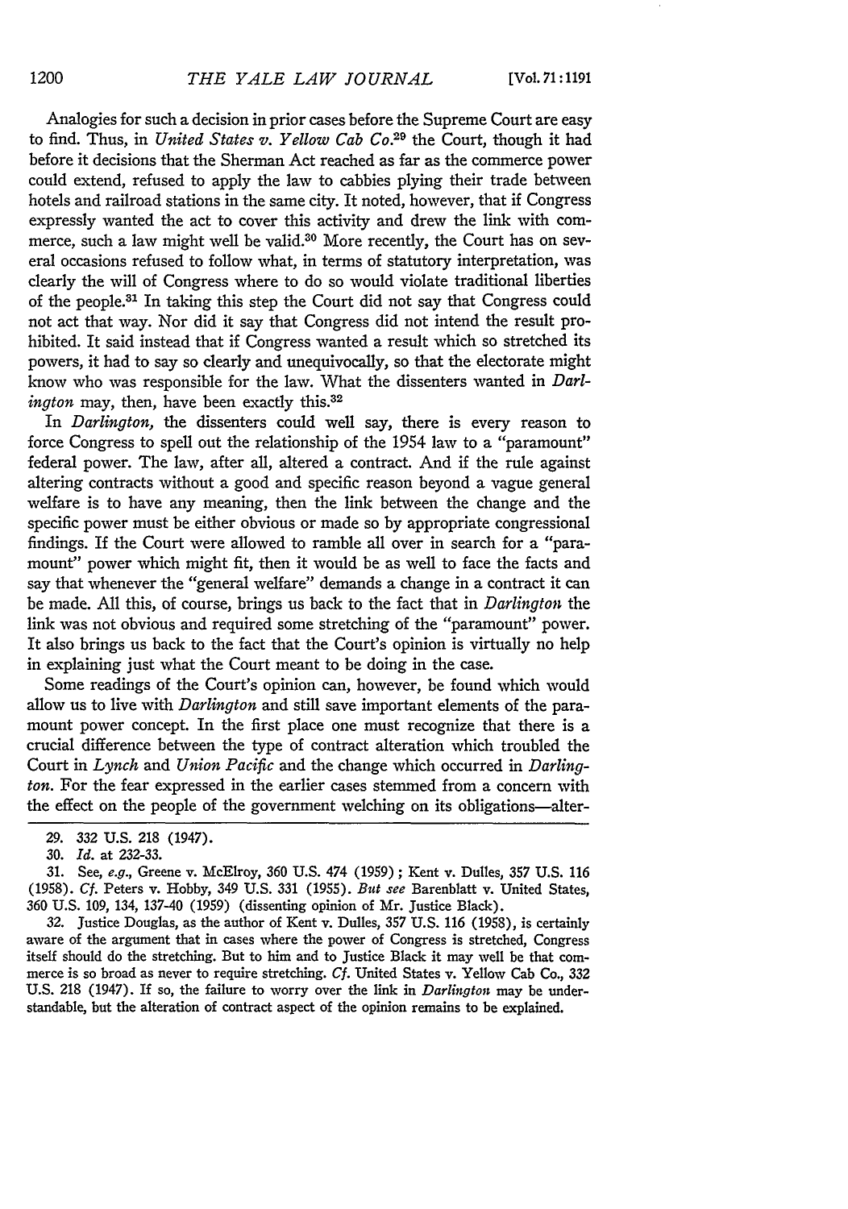Analogies for such a decision in prior cases before the Supreme Court are easy to find. Thus, in *United States v. Yellow Cab Co.*[29] the Court, though it had before it decisions that the Sherman Act reached as far as the commerce power could extend, refused to apply the law to cabbies plying their trade between hotels and railroad stations in the same city. It noted, however, that if Congress expressly wanted the act to cover this activity and drew the link with commerce, such a law might well be valid.[30] More recently, the Court has on several occasions refused to follow what, in terms of statutory interpretation, was clearly the will of Congress where to do so would violate traditional liberties of the people.[31] In taking this step the Court did not say that Congress could not act that way. Nor did it say that Congress did not intend the result prohibited. It said instead that if Congress wanted a result which so stretched its powers, it had to say so clearly and unequivocally, so that the electorate might know who was responsible for the law. What the dissenters wanted in *Darlington* may, then, have been exactly this.[32]

In *Darlington*, the dissenters could well say, there is every reason to force Congress to spell out the relationship of the 1954 law to a "paramount" federal power. The law, after all, altered a contract. And if the rule against altering contracts without a good and specific reason beyond a vague general welfare is to have any meaning, then the link between the change and the specific power must be either obvious or made so by appropriate congressional findings. If the Court were allowed to ramble all over in search for a "paramount" power which might fit, then it would be as well to face the facts and say that whenever the "general welfare" demands a change in a contract it can be made. All this, of course, brings us back to the fact that in *Darlington* the link was not obvious and required some stretching of the "paramount" power. It also brings us back to the fact that the Court's opinion is virtually no help in explaining just what the Court meant to be doing in the case.

Some readings of the Court's opinion can, however, be found which would allow us to live with *Darlington* and still save important elements of the paramount power concept. In the first place one must recognize that there is a crucial difference between the type of contract alteration which troubled the Court in *Lynch* and *Union Pacific* and the change which occurred in *Darlington*. For the fear expressed in the earlier cases stemmed from a concern with the effect on the people of the government welching on its obligations—alter-

29. 332 U.S. 218 (1947).

30. *Id.* at 232-33.

31. See, *e.g.*, Greene v. McElroy, 360 U.S. 474 (1959); Kent v. Dulles, 357 U.S. 116 (1958). *Cf.* Peters v. Hobby, 349 U.S. 331 (1955). *But see* Barenblatt v. United States, 360 U.S. 109, 134, 137-40 (1959) (dissenting opinion of Mr. Justice Black).

32. Justice Douglas, as the author of Kent v. Dulles, 357 U.S. 116 (1958), is certainly aware of the argument that in cases where the power of Congress is stretched, Congress itself should do the stretching. But to him and to Justice Black it may well be that commerce is so broad as never to require stretching. *Cf.* United States v. Yellow Cab Co., 332 U.S. 218 (1947). If so, the failure to worry over the link in *Darlington* may be understandable, but the alteration of contract aspect of the opinion remains to be explained.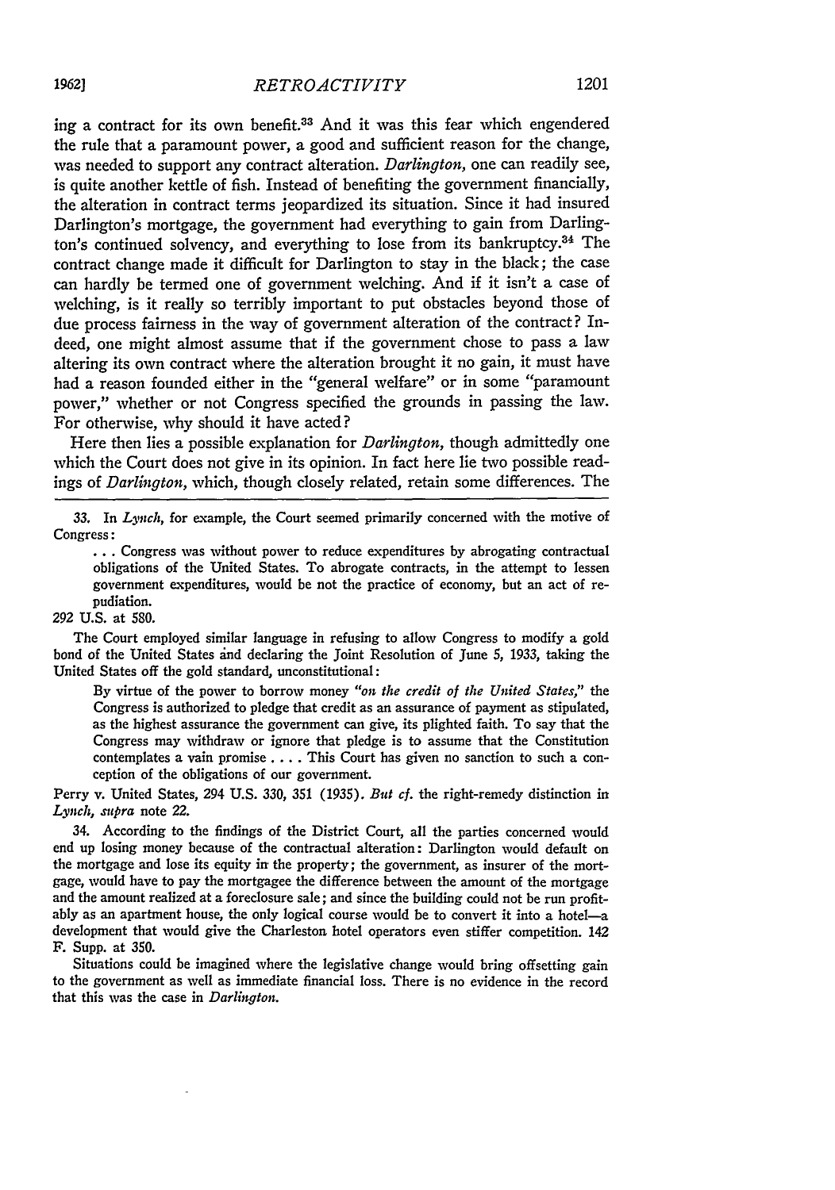ing a contract for its own benefit.[33] And it was this fear which engendered the rule that a paramount power, a good and sufficient reason for the change, was needed to support any contract alteration. *Darlington*, one can readily see, is quite another kettle of fish. Instead of benefiting the government financially, the alteration in contract terms jeopardized its situation. Since it had insured Darlington's mortgage, the government had everything to gain from Darlington's continued solvency, and everything to lose from its bankruptcy.[34] The contract change made it difficult for Darlington to stay in the black; the case can hardly be termed one of government welching. And if it isn't a case of welching, is it really so terribly important to put obstacles beyond those of due process fairness in the way of government alteration of the contract? Indeed, one might almost assume that if the government chose to pass a law altering its own contract where the alteration brought it no gain, it must have had a reason founded either in the "general welfare" or in some "paramount power," whether or not Congress specified the grounds in passing the law. For otherwise, why should it have acted?

Here then lies a possible explanation for *Darlington*, though admittedly one which the Court does not give in its opinion. In fact here lie two possible readings of *Darlington*, which, though closely related, retain some differences. The

---

33. In *Lynch*, for example, the Court seemed primarily concerned with the motive of Congress:

> . . . Congress was without power to reduce expenditures by abrogating contractual obligations of the United States. To abrogate contracts, in the attempt to lessen government expenditures, would be not the practice of economy, but an act of repudiation.

292 U.S. at 580.

The Court employed similar language in refusing to allow Congress to modify a gold bond of the United States and declaring the Joint Resolution of June 5, 1933, taking the United States off the gold standard, unconstitutional:

> By virtue of the power to borrow money *"on the credit of the United States,"* the Congress is authorized to pledge that credit as an assurance of payment as stipulated, as the highest assurance the government can give, its plighted faith. To say that the Congress may withdraw or ignore that pledge is to assume that the Constitution contemplates a vain promise . . . . This Court has given no sanction to such a conception of the obligations of our government.

Perry v. United States, 294 U.S. 330, 351 (1935). *But cf.* the right-remedy distinction in *Lynch*, *supra* note 22.

34. According to the findings of the District Court, all the parties concerned would end up losing money because of the contractual alteration: Darlington would default on the mortgage and lose its equity in the property; the government, as insurer of the mortgage, would have to pay the mortgagee the difference between the amount of the mortgage and the amount realized at a foreclosure sale; and since the building could not be run profitably as an apartment house, the only logical course would be to convert it into a hotel—a development that would give the Charleston hotel operators even stiffer competition. 142 F. Supp. at 350.

Situations could be imagined where the legislative change would bring offsetting gain to the government as well as immediate financial loss. There is no evidence in the record that this was the case in *Darlington*.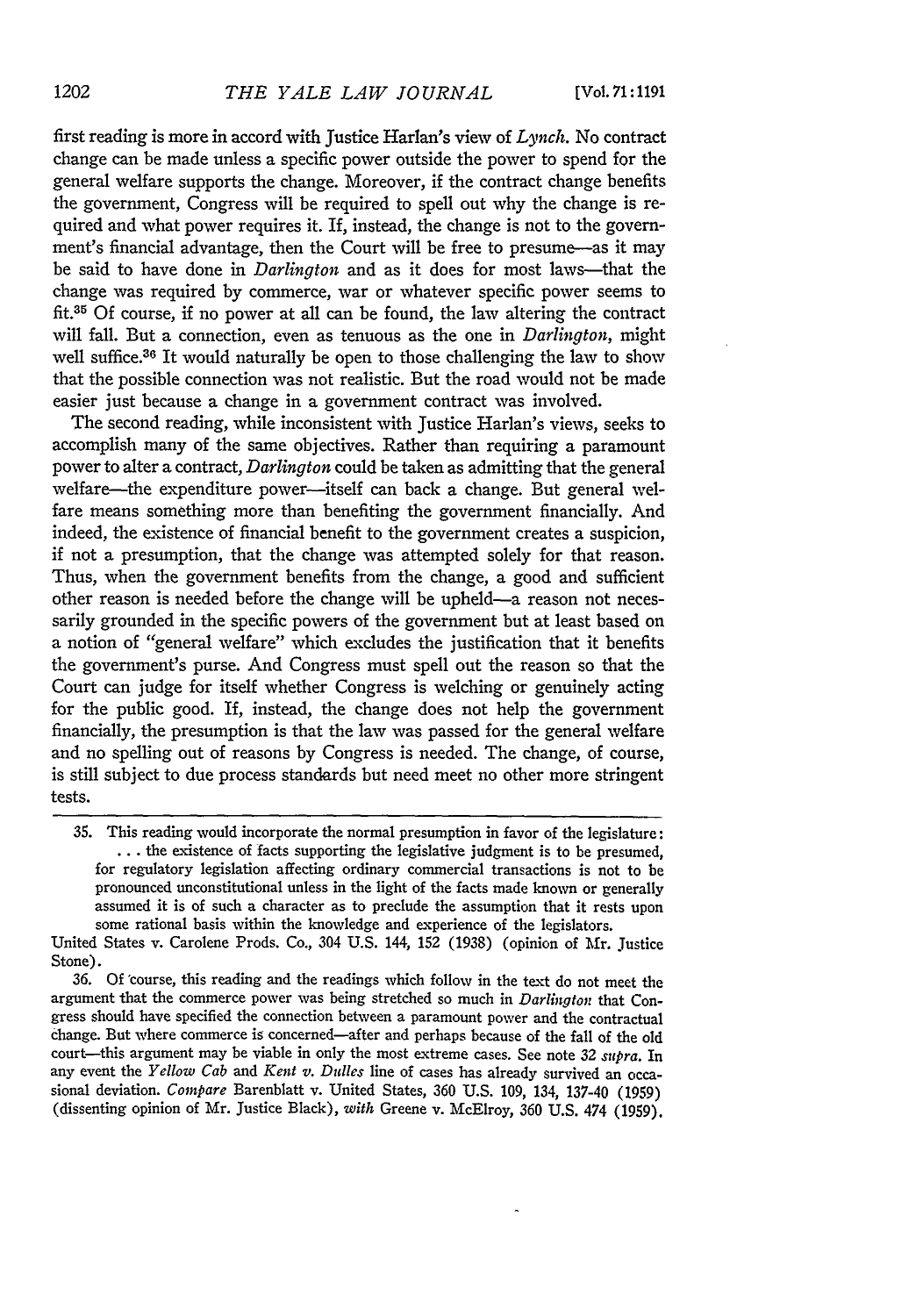first reading is more in accord with Justice Harlan's view of *Lynch*. No contract change can be made unless a specific power outside the power to spend for the general welfare supports the change. Moreover, if the contract change benefits the government, Congress will be required to spell out why the change is required and what power requires it. If, instead, the change is not to the government's financial advantage, then the Court will be free to presume—as it may be said to have done in *Darlington* and as it does for most laws—that the change was required by commerce, war or whatever specific power seems to fit.[35] Of course, if no power at all can be found, the law altering the contract will fall. But a connection, even as tenuous as the one in *Darlington*, might well suffice.[36] It would naturally be open to those challenging the law to show that the possible connection was not realistic. But the road would not be made easier just because a change in a government contract was involved.

The second reading, while inconsistent with Justice Harlan's views, seeks to accomplish many of the same objectives. Rather than requiring a paramount power to alter a contract, *Darlington* could be taken as admitting that the general welfare—the expenditure power—itself can back a change. But general welfare means something more than benefiting the government financially. And indeed, the existence of financial benefit to the government creates a suspicion, if not a presumption, that the change was attempted solely for that reason. Thus, when the government benefits from the change, a good and sufficient other reason is needed before the change will be upheld—a reason not necessarily grounded in the specific powers of the government but at least based on a notion of "general welfare" which excludes the justification that it benefits the government's purse. And Congress must spell out the reason so that the Court can judge for itself whether Congress is welching or genuinely acting for the public good. If, instead, the change does not help the government financially, the presumption is that the law was passed for the general welfare and no spelling out of reasons by Congress is needed. The change, of course, is still subject to due process standards but need meet no other more stringent tests.

---

35. This reading would incorporate the normal presumption in favor of the legislature:

> . . . the existence of facts supporting the legislative judgment is to be presumed, for regulatory legislation affecting ordinary commercial transactions is not to be pronounced unconstitutional unless in the light of the facts made known or generally assumed it is of such a character as to preclude the assumption that it rests upon some rational basis within the knowledge and experience of the legislators.

United States v. Carolene Prods. Co., 304 U.S. 144, 152 (1938) (opinion of Mr. Justice Stone).

36. Of course, this reading and the readings which follow in the text do not meet the argument that the commerce power was being stretched so much in *Darlington* that Congress should have specified the connection between a paramount power and the contractual change. But where commerce is concerned—after and perhaps because of the fall of the old court—this argument may be viable in only the most extreme cases. See note 32 *supra*. In any event the *Yellow Cab* and *Kent v. Dulles* line of cases has already survived an occasional deviation. *Compare* Barenblatt v. United States, 360 U.S. 109, 134, 137-40 (1959) (dissenting opinion of Mr. Justice Black), *with* Greene v. McElroy, 360 U.S. 474 (1959).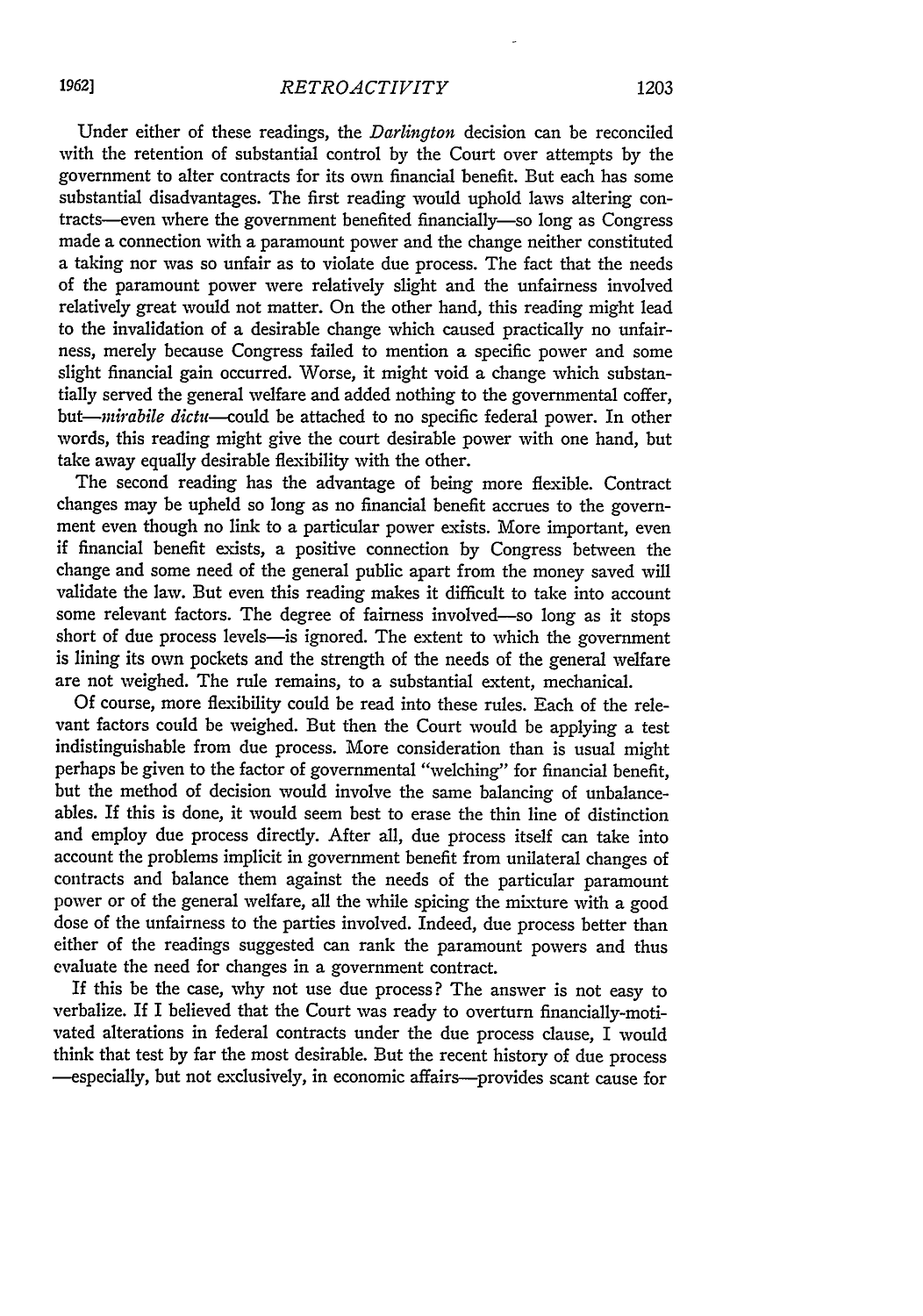Under either of these readings, the *Darlington* decision can be reconciled with the retention of substantial control by the Court over attempts by the government to alter contracts for its own financial benefit. But each has some substantial disadvantages. The first reading would uphold laws altering contracts—even where the government benefited financially—so long as Congress made a connection with a paramount power and the change neither constituted a taking nor was so unfair as to violate due process. The fact that the needs of the paramount power were relatively slight and the unfairness involved relatively great would not matter. On the other hand, this reading might lead to the invalidation of a desirable change which caused practically no unfairness, merely because Congress failed to mention a specific power and some slight financial gain occurred. Worse, it might void a change which substantially served the general welfare and added nothing to the governmental coffer, but—*mirabile dictu*—could be attached to no specific federal power. In other words, this reading might give the court desirable power with one hand, but take away equally desirable flexibility with the other.

The second reading has the advantage of being more flexible. Contract changes may be upheld so long as no financial benefit accrues to the government even though no link to a particular power exists. More important, even if financial benefit exists, a positive connection by Congress between the change and some need of the general public apart from the money saved will validate the law. But even this reading makes it difficult to take into account some relevant factors. The degree of fairness involved—so long as it stops short of due process levels—is ignored. The extent to which the government is lining its own pockets and the strength of the needs of the general welfare are not weighed. The rule remains, to a substantial extent, mechanical.

Of course, more flexibility could be read into these rules. Each of the relevant factors could be weighed. But then the Court would be applying a test indistinguishable from due process. More consideration than is usual might perhaps be given to the factor of governmental "welching" for financial benefit, but the method of decision would involve the same balancing of unbalanceables. If this is done, it would seem best to erase the thin line of distinction and employ due process directly. After all, due process itself can take into account the problems implicit in government benefit from unilateral changes of contracts and balance them against the needs of the particular paramount power or of the general welfare, all the while spicing the mixture with a good dose of the unfairness to the parties involved. Indeed, due process better than either of the readings suggested can rank the paramount powers and thus evaluate the need for changes in a government contract.

If this be the case, why not use due process? The answer is not easy to verbalize. If I believed that the Court was ready to overturn financially-motivated alterations in federal contracts under the due process clause, I would think that test by far the most desirable. But the recent history of due process—especially, but not exclusively, in economic affairs—provides scant cause for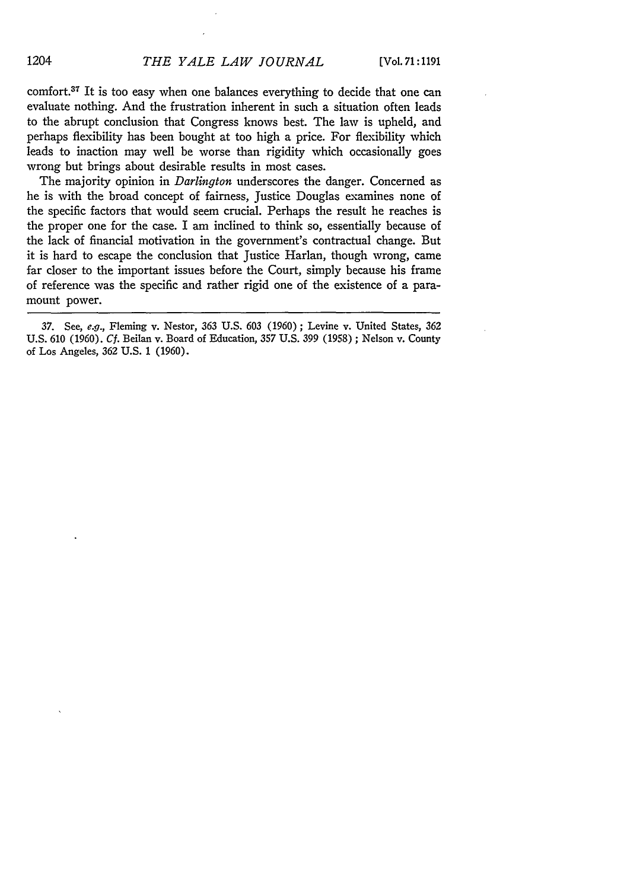comfort.[37] It is too easy when one balances everything to decide that one can evaluate nothing. And the frustration inherent in such a situation often leads to the abrupt conclusion that Congress knows best. The law is upheld, and perhaps flexibility has been bought at too high a price. For flexibility which leads to inaction may well be worse than rigidity which occasionally goes wrong but brings about desirable results in most cases.

The majority opinion in *Darlington* underscores the danger. Concerned as he is with the broad concept of fairness, Justice Douglas examines none of the specific factors that would seem crucial. Perhaps the result he reaches is the proper one for the case. I am inclined to think so, essentially because of the lack of financial motivation in the government's contractual change. But it is hard to escape the conclusion that Justice Harlan, though wrong, came far closer to the important issues before the Court, simply because his frame of reference was the specific and rather rigid one of the existence of a paramount power.

---

37. See, *e.g.*, Fleming v. Nestor, 363 U.S. 603 (1960); Levine v. United States, 362 U.S. 610 (1960). *Cf.* Beilan v. Board of Education, 357 U.S. 399 (1958); Nelson v. County of Los Angeles, 362 U.S. 1 (1960).